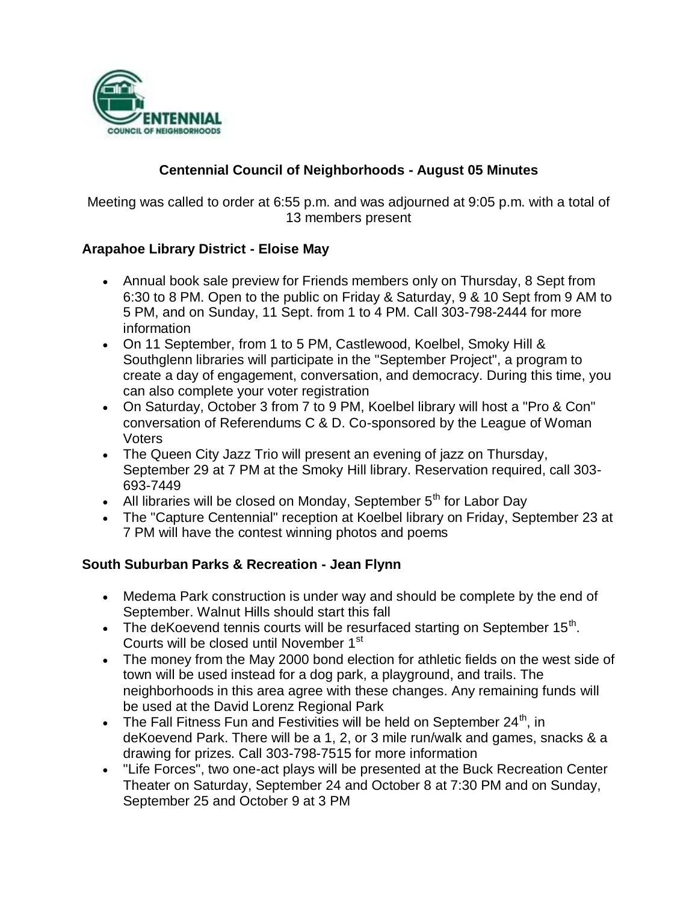# Centennial Council of Neighborhoods - August 05 Minutes

Meeting was called to order at 6:55 p.m. and was adjourned at 9:05 p.m. with a total of 13 members present

### Arapahoe Library District - Eloise May

- Annual book sale preview for Friends members only on Thursday, 8 Sept from 6:30 to 8 PM. Open to the public on Friday & Saturday, 9 & 10 Sept from 9 AM to 5 PM, and on Sunday, 11 Sept. from 1 to 4 PM. Call 303-798-2444 for more information
- On 11 September, from 1 to 5 PM, Castlewood, Koelbel, Smoky Hill & Southglenn libraries will participate in the "September Project", a program to create a day of engagement, conversation, and democracy. During this time, you can also complete your voter registration
- On Saturday, October 3 from 7 to 9 PM, Koelbel library will host a "Pro & Con" conversation of Referendums C & D. Co-sponsored by the League of Woman Voters
- The Queen City Jazz Trio will present an evening of jazz on Thursday, September 29 at 7 PM at the Smoky Hill library. Reservation required, call 303-693-7449
- All libraries will be closed on Monday, September 5th for Labor Day
- The "Capture Centennial" reception at Koelbel library on Friday, September 23 at 7 PM will have the contest winning photos and poems

### South Suburban Parks & Recreation - Jean Flynn

- Medema Park construction is under way and should be complete by the end of September. Walnut Hills should start this fall
- The deKoevend tennis courts will be resurfaced starting on September 15th. Courts will be closed until November 1st
- The money from the May 2000 bond election for athletic fields on the west side of town will be used instead for a dog park, a playground, and trails. The neighborhoods in this area agree with these changes. Any remaining funds will be used at the David Lorenz Regional Park
- The Fall Fitness Fun and Festivities will be held on September 24th, in deKoevend Park. There will be a 1, 2, or 3 mile run/walk and games, snacks & a drawing for prizes. Call 303-798-7515 for more information
- "Life Forces", two one-act plays will be presented at the Buck Recreation Center Theater on Saturday, September 24 and October 8 at 7:30 PM and on Sunday, September 25 and October 9 at 3 PM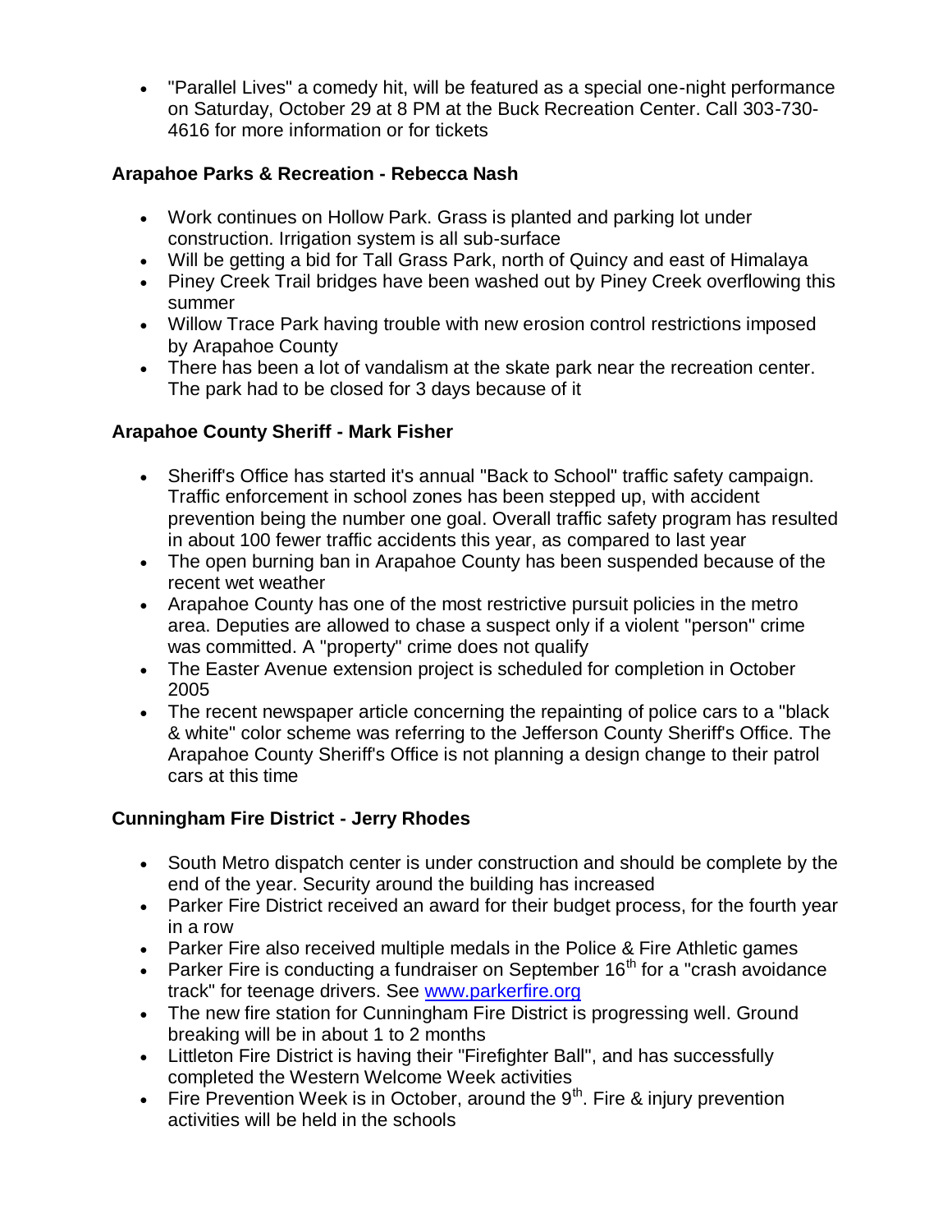- "Parallel Lives" a comedy hit, will be featured as a special one-night performance on Saturday, October 29 at 8 PM at the Buck Recreation Center. Call 303-730-4616 for more information or for tickets

**Arapahoe Parks & Recreation - Rebecca Nash**

- Work continues on Hollow Park. Grass is planted and parking lot under construction. Irrigation system is all sub-surface
- Will be getting a bid for Tall Grass Park, north of Quincy and east of Himalaya
- Piney Creek Trail bridges have been washed out by Piney Creek overflowing this summer
- Willow Trace Park having trouble with new erosion control restrictions imposed by Arapahoe County
- There has been a lot of vandalism at the skate park near the recreation center. The park had to be closed for 3 days because of it

**Arapahoe County Sheriff - Mark Fisher**

- Sheriff's Office has started it's annual "Back to School" traffic safety campaign. Traffic enforcement in school zones has been stepped up, with accident prevention being the number one goal. Overall traffic safety program has resulted in about 100 fewer traffic accidents this year, as compared to last year
- The open burning ban in Arapahoe County has been suspended because of the recent wet weather
- Arapahoe County has one of the most restrictive pursuit policies in the metro area. Deputies are allowed to chase a suspect only if a violent "person" crime was committed. A "property" crime does not qualify
- The Easter Avenue extension project is scheduled for completion in October 2005
- The recent newspaper article concerning the repainting of police cars to a "black & white" color scheme was referring to the Jefferson County Sheriff's Office. The Arapahoe County Sheriff's Office is not planning a design change to their patrol cars at this time

**Cunningham Fire District - Jerry Rhodes**

- South Metro dispatch center is under construction and should be complete by the end of the year. Security around the building has increased
- Parker Fire District received an award for their budget process, for the fourth year in a row
- Parker Fire also received multiple medals in the Police & Fire Athletic games
- Parker Fire is conducting a fundraiser on September 16th for a "crash avoidance track" for teenage drivers. See [www.parkerfire.org](www.parkerfire.org)
- The new fire station for Cunningham Fire District is progressing well. Ground breaking will be in about 1 to 2 months
- Littleton Fire District is having their "Firefighter Ball", and has successfully completed the Western Welcome Week activities
- Fire Prevention Week is in October, around the 9th. Fire & injury prevention activities will be held in the schools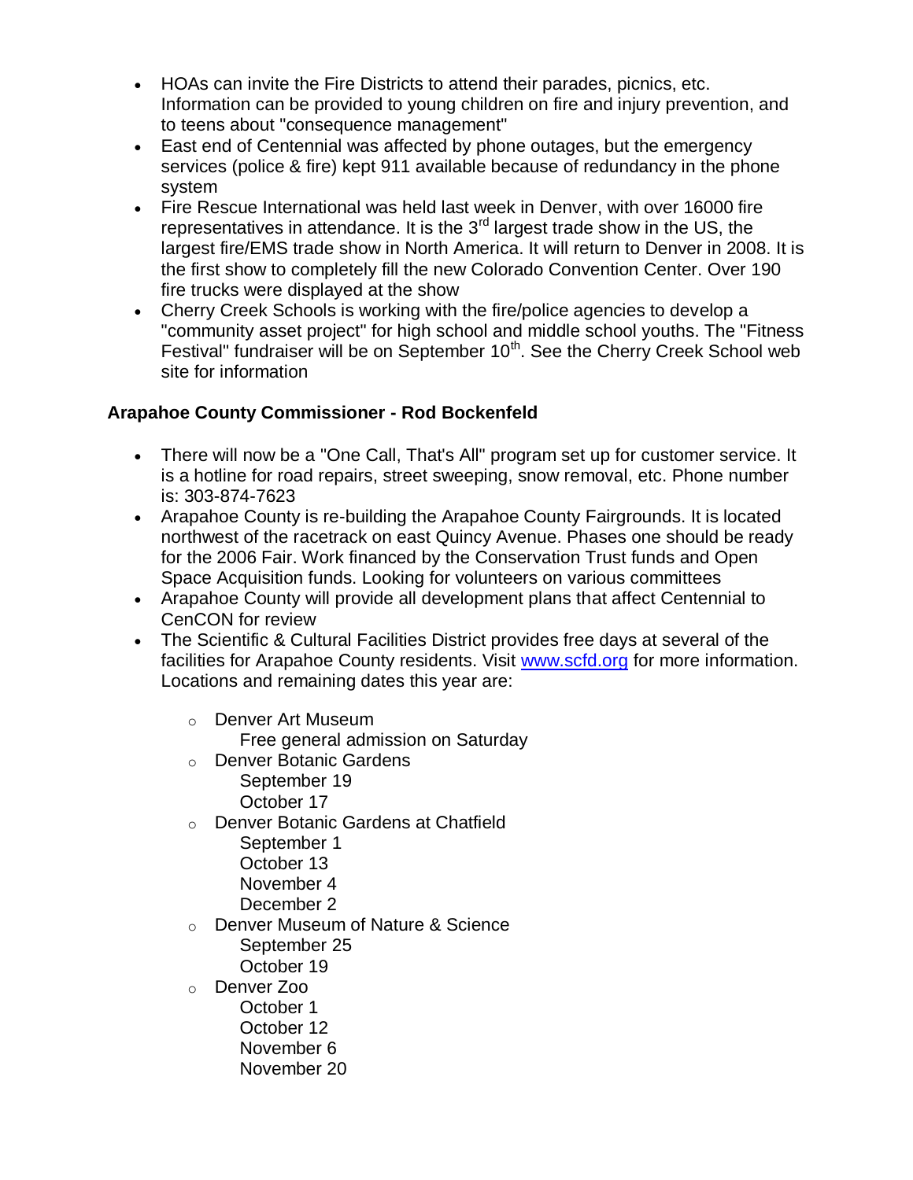- HOAs can invite the Fire Districts to attend their parades, picnics, etc. Information can be provided to young children on fire and injury prevention, and to teens about "consequence management"
- East end of Centennial was affected by phone outages, but the emergency services (police & fire) kept 911 available because of redundancy in the phone system
- Fire Rescue International was held last week in Denver, with over 16000 fire representatives in attendance. It is the 3rd largest trade show in the US, the largest fire/EMS trade show in North America. It will return to Denver in 2008. It is the first show to completely fill the new Colorado Convention Center. Over 190 fire trucks were displayed at the show
- Cherry Creek Schools is working with the fire/police agencies to develop a "community asset project" for high school and middle school youths. The "Fitness Festival" fundraiser will be on September 10th. See the Cherry Creek School web site for information

**Arapahoe County Commissioner - Rod Bockenfeld**

- There will now be a "One Call, That's All" program set up for customer service. It is a hotline for road repairs, street sweeping, snow removal, etc. Phone number is: 303-874-7623
- Arapahoe County is re-building the Arapahoe County Fairgrounds. It is located northwest of the racetrack on east Quincy Avenue. Phases one should be ready for the 2006 Fair. Work financed by the Conservation Trust funds and Open Space Acquisition funds. Looking for volunteers on various committees
- Arapahoe County will provide all development plans that affect Centennial to CenCON for review
- The Scientific & Cultural Facilities District provides free days at several of the facilities for Arapahoe County residents. Visit www.scfd.org for more information. Locations and remaining dates this year are:
  - Denver Art Museum
    Free general admission on Saturday
  - Denver Botanic Gardens
    September 19
    October 17
  - Denver Botanic Gardens at Chatfield
    September 1
    October 13
    November 4
    December 2
  - Denver Museum of Nature & Science
    September 25
    October 19
  - Denver Zoo
    October 1
    October 12
    November 6
    November 20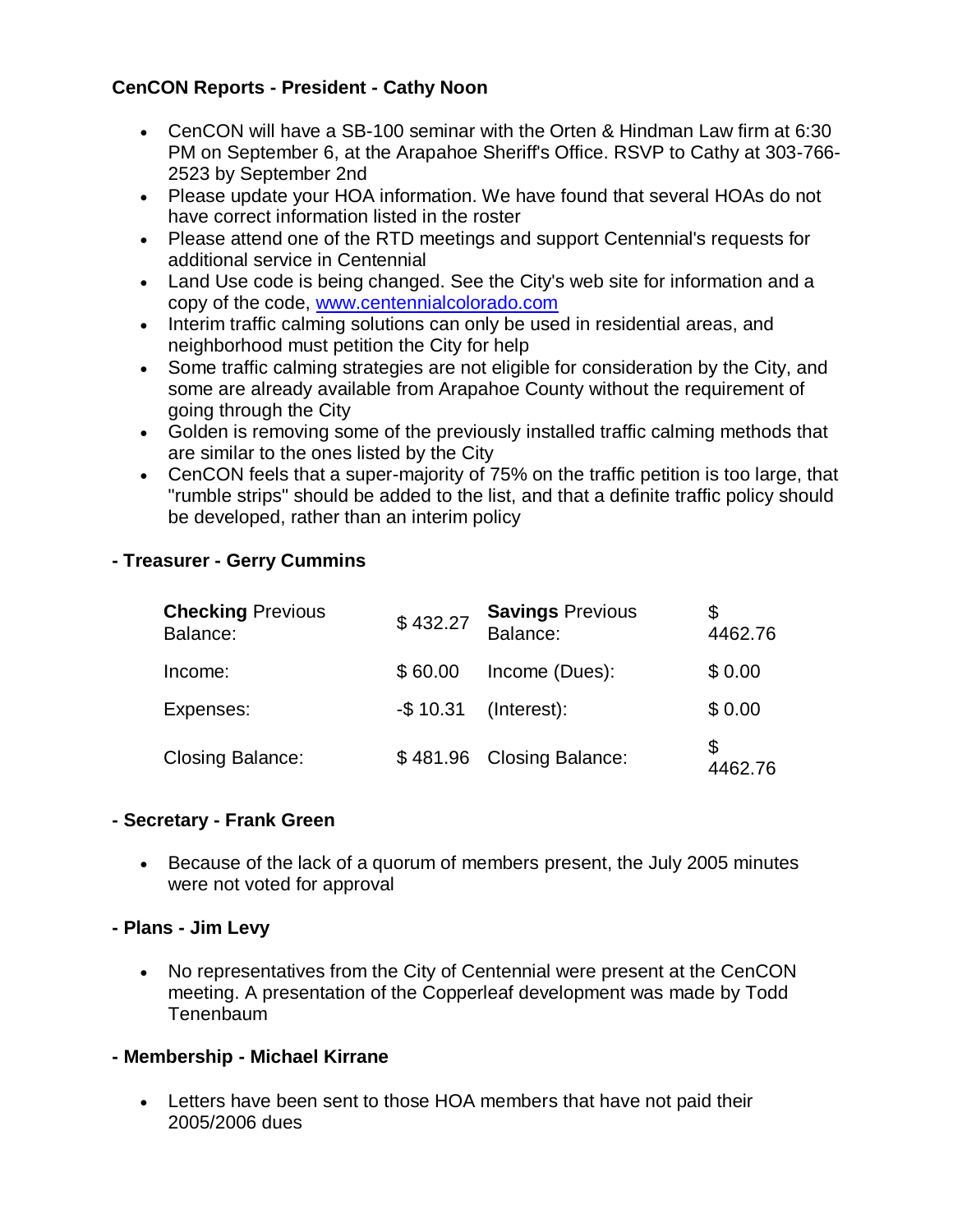**CenCON Reports - President - Cathy Noon**

- CenCON will have a SB-100 seminar with the Orten & Hindman Law firm at 6:30 PM on September 6, at the Arapahoe Sheriff's Office. RSVP to Cathy at 303-766-2523 by September 2nd
- Please update your HOA information. We have found that several HOAs do not have correct information listed in the roster
- Please attend one of the RTD meetings and support Centennial's requests for additional service in Centennial
- Land Use code is being changed. See the City's web site for information and a copy of the code, [www.centennialcolorado.com](http://www.centennialcolorado.com)
- Interim traffic calming solutions can only be used in residential areas, and neighborhood must petition the City for help
- Some traffic calming strategies are not eligible for consideration by the City, and some are already available from Arapahoe County without the requirement of going through the City
- Golden is removing some of the previously installed traffic calming methods that are similar to the ones listed by the City
- CenCON feels that a super-majority of 75% on the traffic petition is too large, that "rumble strips" should be added to the list, and that a definite traffic policy should be developed, rather than an interim policy

**- Treasurer - Gerry Cummins**

| **Checking** Previous Balance: | $ 432.27 | **Savings** Previous Balance: | $ 4462.76 |
|---|---|---|---|
| Income: | $ 60.00 | Income (Dues): | $ 0.00 |
| Expenses: | -$ 10.31 | (Interest): | $ 0.00 |
| Closing Balance: | $ 481.96 | Closing Balance: | $ 4462.76 |

**- Secretary - Frank Green**

- Because of the lack of a quorum of members present, the July 2005 minutes were not voted for approval

**- Plans - Jim Levy**

- No representatives from the City of Centennial were present at the CenCON meeting. A presentation of the Copperleaf development was made by Todd Tenenbaum

**- Membership - Michael Kirrane**

- Letters have been sent to those HOA members that have not paid their 2005/2006 dues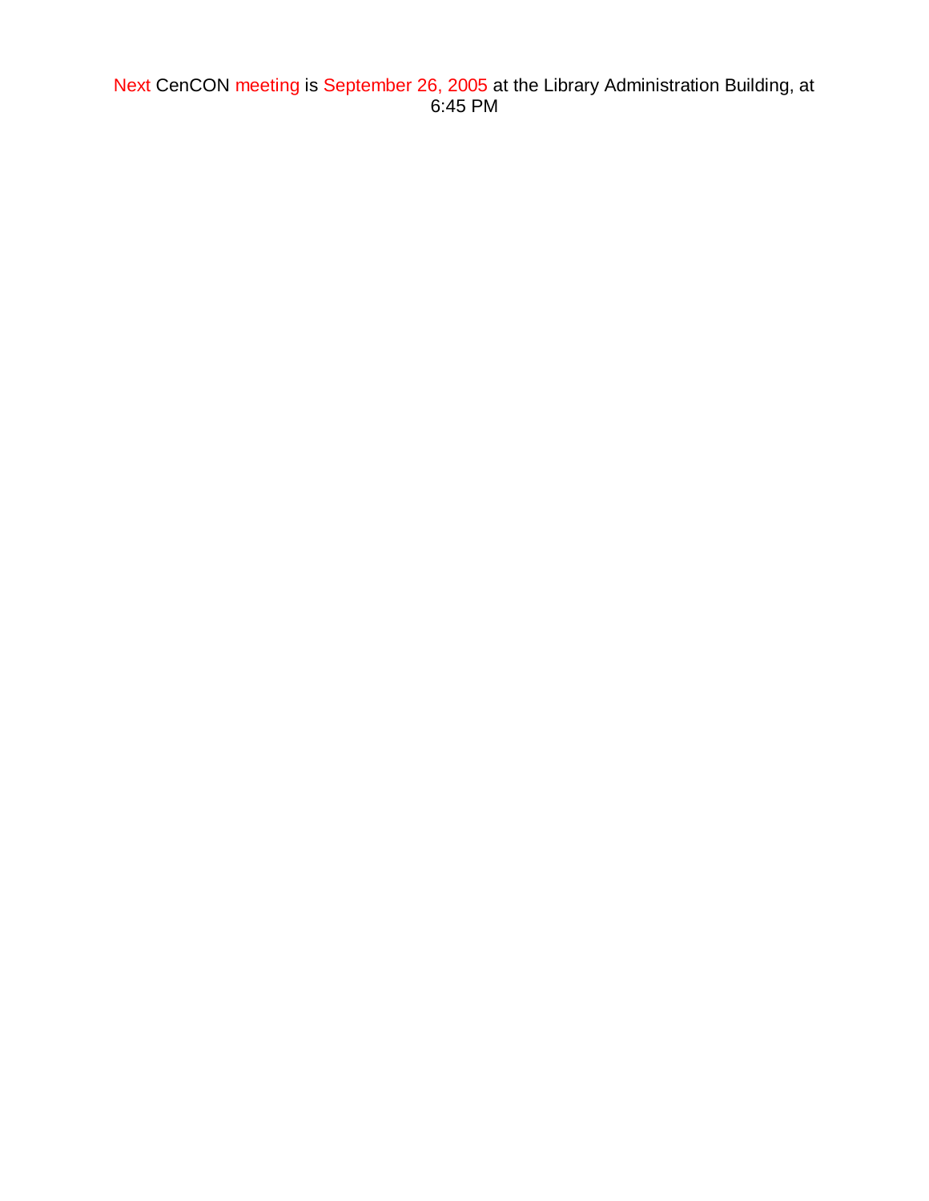Next CenCON meeting is September 26, 2005 at the Library Administration Building, at 6:45 PM